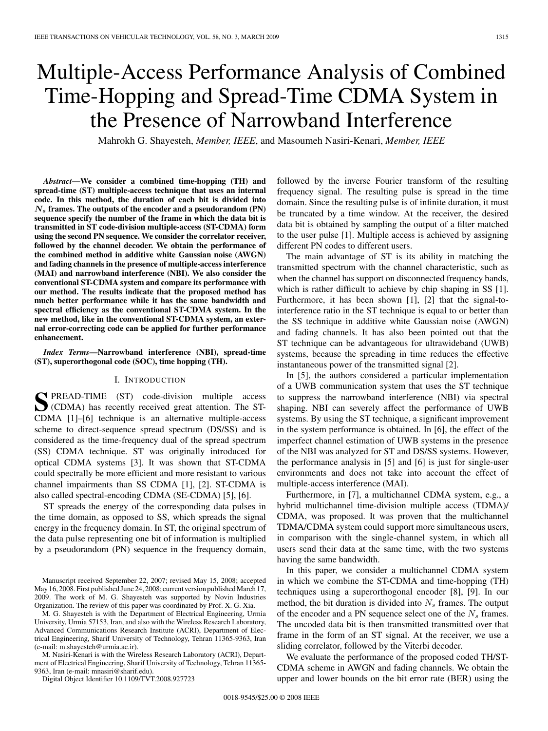# Multiple-Access Performance Analysis of Combined Time-Hopping and Spread-Time CDMA System in the Presence of Narrowband Interference

Mahrokh G. Shayesteh, *Member, IEEE*, and Masoumeh Nasiri-Kenari, *Member, IEEE*

***Abstract*—We consider a combined time-hopping (TH) and spread-time (ST) multiple-access technique that uses an internal code. In this method, the duration of each bit is divided into $N_s$ frames. The outputs of the encoder and a pseudorandom (PN) sequence specify the number of the frame in which the data bit is transmitted in ST code-division multiple-access (ST-CDMA) form using the second PN sequence. We consider the correlator receiver, followed by the channel decoder. We obtain the performance of the combined method in additive white Gaussian noise (AWGN) and fading channels in the presence of multiple-access interference (MAI) and narrowband interference (NBI). We also consider the conventional ST-CDMA system and compare its performance with our method. The results indicate that the proposed method has much better performance while it has the same bandwidth and spectral efficiency as the conventional ST-CDMA system. In the new method, like in the conventional ST-CDMA system, an external error-correcting code can be applied for further performance enhancement.**

***Index Terms*—Narrowband interference (NBI), spread-time (ST), superorthogonal code (SOC), time hopping (TH).**

## I. Introduction

Spread-time (ST) code-division multiple access (CDMA) has recently received great attention. The ST-CDMA [1]–[6] technique is an alternative multiple-access scheme to direct-sequence spread spectrum (DS/SS) and is considered as the time-frequency dual of the spread spectrum (SS) CDMA technique. ST was originally introduced for optical CDMA systems [3]. It was shown that ST-CDMA could spectrally be more efficient and more resistant to various channel impairments than SS CDMA [1], [2]. ST-CDMA is also called spectral-encoding CDMA (SE-CDMA) [5], [6].

ST spreads the energy of the corresponding data pulses in the time domain, as opposed to SS, which spreads the signal energy in the frequency domain. In ST, the original spectrum of the data pulse representing one bit of information is multiplied by a pseudorandom (PN) sequence in the frequency domain, followed by the inverse Fourier transform of the resulting frequency signal. The resulting pulse is spread in the time domain. Since the resulting pulse is of infinite duration, it must be truncated by a time window. At the receiver, the desired data bit is obtained by sampling the output of a filter matched to the user pulse [1]. Multiple access is achieved by assigning different PN codes to different users.

The main advantage of ST is its ability in matching the transmitted spectrum with the channel characteristic, such as when the channel has support on disconnected frequency bands, which is rather difficult to achieve by chip shaping in SS [1]. Furthermore, it has been shown [1], [2] that the signal-to-interference ratio in the ST technique is equal to or better than the SS technique in additive white Gaussian noise (AWGN) and fading channels. It has also been pointed out that the ST technique can be advantageous for ultrawideband (UWB) systems, because the spreading in time reduces the effective instantaneous power of the transmitted signal [2].

In [5], the authors considered a particular implementation of a UWB communication system that uses the ST technique to suppress the narrowband interference (NBI) via spectral shaping. NBI can severely affect the performance of UWB systems. By using the ST technique, a significant improvement in the system performance is obtained. In [6], the effect of the imperfect channel estimation of UWB systems in the presence of the NBI was analyzed for ST and DS/SS systems. However, the performance analysis in [5] and [6] is just for single-user environments and does not take into account the effect of multiple-access interference (MAI).

Furthermore, in [7], a multichannel CDMA system, e.g., a hybrid multichannel time-division multiple access (TDMA)/CDMA, was proposed. It was proven that the multichannel TDMA/CDMA system could support more simultaneous users, in comparison with the single-channel system, in which all users send their data at the same time, with the two systems having the same bandwidth.

In this paper, we consider a multichannel CDMA system in which we combine the ST-CDMA and time-hopping (TH) techniques using a superorthogonal encoder [8], [9]. In our method, the bit duration is divided into $N_s$ frames. The output of the encoder and a PN sequence select one of the $N_s$ frames. The uncoded data bit is then transmitted transmitted over that frame in the form of an ST signal. At the receiver, we use a sliding correlator, followed by the Viterbi decoder.

We evaluate the performance of the proposed coded TH/ST-CDMA scheme in AWGN and fading channels. We obtain the upper and lower bounds on the bit error rate (BER) using the

---

Manuscript received September 22, 2007; revised May 15, 2008; accepted May 16, 2008. First published June 24, 2008; current version published March 17, 2009. The work of M. G. Shayesteh was supported by Novin Industries Organization. The review of this paper was coordinated by Prof. X. G. Xia.

M. G. Shayesteh is with the Department of Electrical Engineering, Urmia University, Urmia 57153, Iran, and also with the Wireless Research Laboratory, Advanced Communications Research Institute (ACRI), Department of Electrical Engineering, Sharif University of Technology, Tehran 11365-9363, Iran (e-mail: m.shayesteh@urmia.ac.ir).

M. Nasiri-Kenari is with the Wireless Research Laboratory (ACRI), Department of Electrical Engineering, Sharif University of Technology, Tehran 11365-9363, Iran (e-mail: mnasiri@sharif.edu).

Digital Object Identifier 10.1109/TVT.2008.927723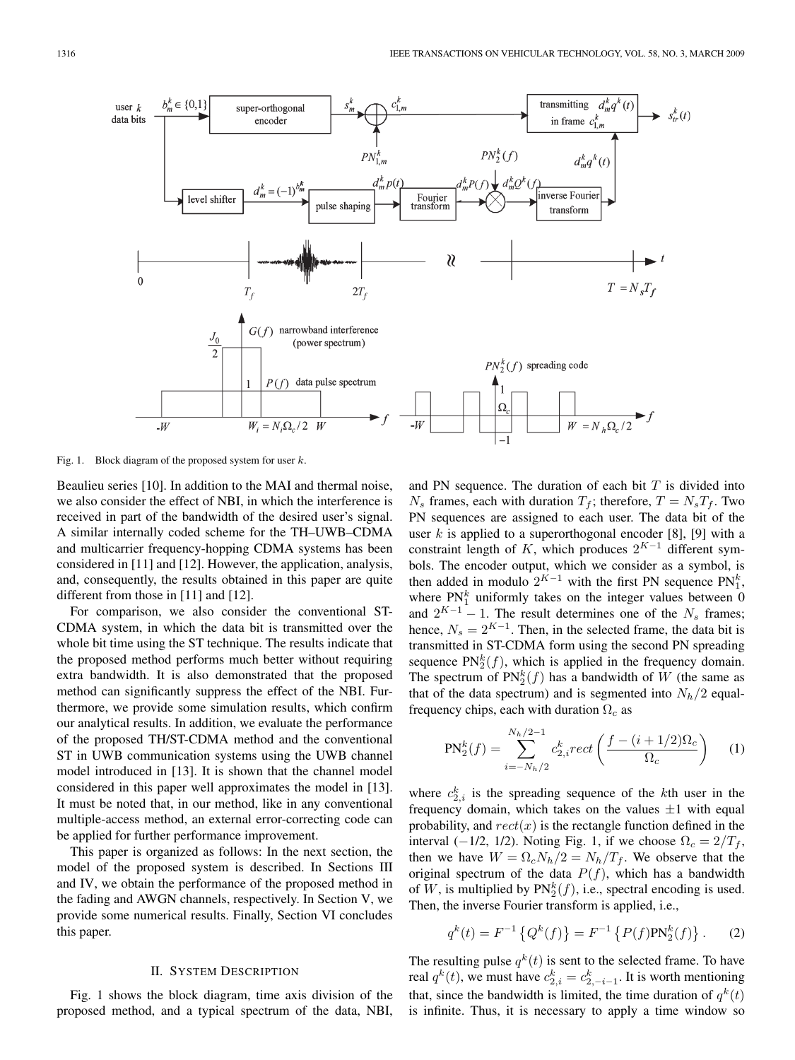Fig. 1. Block diagram of the proposed system for user $k$.

Beaulieu series [10]. In addition to the MAI and thermal noise, we also consider the effect of NBI, in which the interference is received in part of the bandwidth of the desired user's signal. A similar internally coded scheme for the TH–UWB–CDMA and multicarrier frequency-hopping CDMA systems has been considered in [11] and [12]. However, the application, analysis, and, consequently, the results obtained in this paper are quite different from those in [11] and [12].

For comparison, we also consider the conventional ST-CDMA system, in which the data bit is transmitted over the whole bit time using the ST technique. The results indicate that the proposed method performs much better without requiring extra bandwidth. It is also demonstrated that the proposed method can significantly suppress the effect of the NBI. Furthermore, we provide some simulation results, which confirm our analytical results. In addition, we evaluate the performance of the proposed TH/ST-CDMA method and the conventional ST in UWB communication systems using the UWB channel model introduced in [13]. It is shown that the channel model considered in this paper well approximates the model in [13]. It must be noted that, in our method, like in any conventional multiple-access method, an external error-correcting code can be applied for further performance improvement.

This paper is organized as follows: In the next section, the model of the proposed system is described. In Sections III and IV, we obtain the performance of the proposed method in the fading and AWGN channels, respectively. In Section V, we provide some numerical results. Finally, Section VI concludes this paper.

## II. System Description

Fig. 1 shows the block diagram, time axis division of the proposed method, and a typical spectrum of the data, NBI, and PN sequence. The duration of each bit $T$ is divided into $N_s$ frames, each with duration $T_f$; therefore, $T = N_s T_f$. Two PN sequences are assigned to each user. The data bit of the user $k$ is applied to a superorthogonal encoder [8], [9] with a constraint length of $K$, which produces $2^{K-1}$ different symbols. The encoder output, which we consider as a symbol, is then added in modulo $2^{K-1}$ with the first PN sequence $\text{PN}_1^k$, where $\text{PN}_1^k$ uniformly takes on the integer values between 0 and $2^{K-1} - 1$. The result determines one of the $N_s$ frames; hence, $N_s = 2^{K-1}$. Then, in the selected frame, the data bit is transmitted in ST-CDMA form using the second PN spreading sequence $\text{PN}_2^k(f)$, which is applied in the frequency domain. The spectrum of $\text{PN}_2^k(f)$ has a bandwidth of $W$ (the same as that of the data spectrum) and is segmented into $N_h/2$ equal-frequency chips, each with duration $\Omega_c$ as

$$\text{PN}_2^k(f) = \sum_{i=-N_h/2}^{N_h/2-1} c_{2,i}^k \, rect\left(\frac{f - (i + 1/2)\Omega_c}{\Omega_c}\right) \qquad (1)$$

where $c_{2,i}^k$ is the spreading sequence of the $k$th user in the frequency domain, which takes on the values $\pm 1$ with equal probability, and $rect(x)$ is the rectangle function defined in the interval (−1/2, 1/2). Noting Fig. 1, if we choose $\Omega_c = 2/T_f$, then we have $W = \Omega_c N_h/2 = N_h/T_f$. We observe that the original spectrum of the data $P(f)$, which has a bandwidth of $W$, is multiplied by $\text{PN}_2^k(f)$, i.e., spectral encoding is used. Then, the inverse Fourier transform is applied, i.e.,

$$q^k(t) = F^{-1}\left\{Q^k(f)\right\} = F^{-1}\left\{P(f)\text{PN}_2^k(f)\right\}. \qquad (2)$$

The resulting pulse $q^k(t)$ is sent to the selected frame. To have real $q^k(t)$, we must have $c_{2,i}^k = c_{2,-i-1}^k$. It is worth mentioning that, since the bandwidth is limited, the time duration of $q^k(t)$ is infinite. Thus, it is necessary to apply a time window so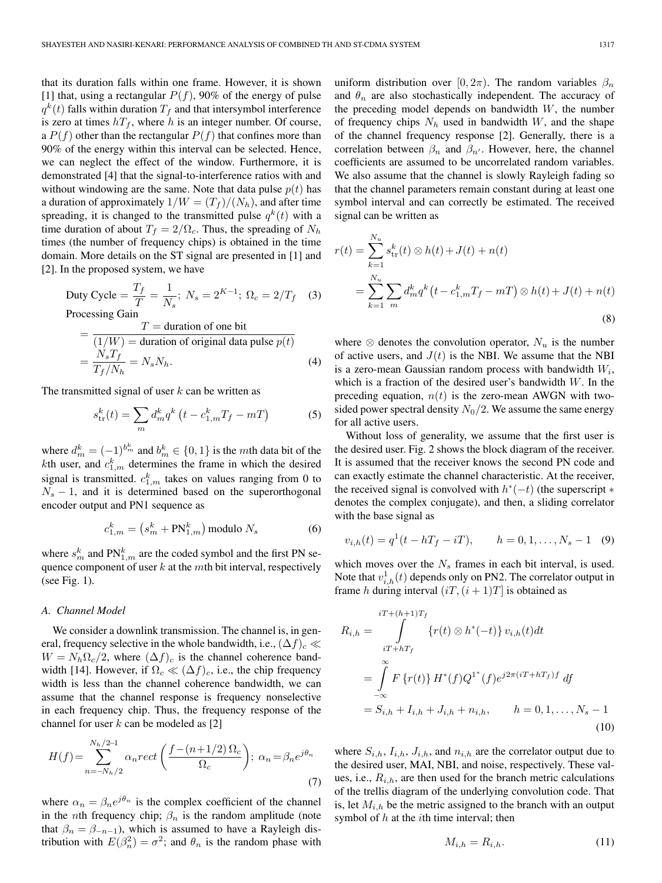that its duration falls within one frame. However, it is shown [1] that, using a rectangular $P(f)$, 90% of the energy of pulse $q^k(t)$ falls within duration $T_f$ and that intersymbol interference is zero at times $hT_f$, where $h$ is an integer number. Of course, a $P(f)$ other than the rectangular $P(f)$ that confines more than 90% of the energy within this interval can be selected. Hence, we can neglect the effect of the window. Furthermore, it is demonstrated [4] that the signal-to-interference ratios with and without windowing are the same. Note that data pulse $p(t)$ has a duration of approximately $1/W = (T_f)/(N_h)$, and after time spreading, it is changed to the transmitted pulse $q^k(t)$ with a time duration of about $T_f = 2/\Omega_c$. Thus, the spreading of $N_h$ times (the number of frequency chips) is obtained in the time domain. More details on the ST signal are presented in [1] and [2]. In the proposed system, we have

$$\text{Duty Cycle} = \frac{T_f}{T} = \frac{1}{N_s};\ N_s = 2^{K-1};\ \Omega_c = 2/T_f \quad (3)$$

$$\text{Processing Gain} = \frac{T = \text{duration of one bit}}{(1/W) = \text{duration of original data pulse } p(t)} = \frac{N_s T_f}{T_f/N_h} = N_s N_h. \quad (4)$$

The transmitted signal of user $k$ can be written as

$$s_{\text{tr}}^k(t) = \sum_m d_m^k q^k\left(t - c_{1,m}^k T_f - mT\right) \quad (5)$$

where $d_m^k = (-1)^{b_m^k}$ and $b_m^k \in \{0, 1\}$ is the $m$th data bit of the $k$th user, and $c_{1,m}^k$ determines the frame in which the desired signal is transmitted. $c_{1,m}^k$ takes on values ranging from 0 to $N_s - 1$, and it is determined based on the superorthogonal encoder output and PN1 sequence as

$$c_{1,m}^k = \left(s_m^k + \text{PN}_{1,m}^k\right) \text{modulo } N_s \quad (6)$$

where $s_m^k$ and $\text{PN}_{1,m}^k$ are the coded symbol and the first PN sequence component of user $k$ at the $m$th bit interval, respectively (see Fig. 1).

### A. Channel Model

We consider a downlink transmission. The channel is, in general, frequency selective in the whole bandwidth, i.e., $(\Delta f)_c \ll W = N_h\Omega_c/2$, where $(\Delta f)_c$ is the channel coherence bandwidth [14]. However, if $\Omega_c \ll (\Delta f)_c$, i.e., the chip frequency width is less than the channel coherence bandwidth, we can assume that the channel response is frequency nonselective in each frequency chip. Thus, the frequency response of the channel for user $k$ can be modeled as [2]

$$H(f) = \sum_{n=-N_h/2}^{N_h/2-1} \alpha_n rect\left(\frac{f - (n+1/2)\,\Omega_c}{\Omega_c}\right);\ \alpha_n = \beta_n e^{j\theta_n} \quad (7)$$

where $\alpha_n = \beta_n e^{j\theta_n}$ is the complex coefficient of the channel in the $n$th frequency chip; $\beta_n$ is the random amplitude (note that $\beta_n = \beta_{-n-1}$), which is assumed to have a Rayleigh distribution with $E(\beta_n^2) = \sigma^2$; and $\theta_n$ is the random phase with uniform distribution over $[0, 2\pi)$. The random variables $\beta_n$ and $\theta_n$ are also stochastically independent. The accuracy of the preceding model depends on bandwidth $W$, the number of frequency chips $N_h$ used in bandwidth $W$, and the shape of the channel frequency response [2]. Generally, there is a correlation between $\beta_n$ and $\beta_{n'}$. However, here, the channel coefficients are assumed to be uncorrelated random variables. We also assume that the channel is slowly Rayleigh fading so that the channel parameters remain constant during at least one symbol interval and can correctly be estimated. The received signal can be written as

$$\begin{aligned} r(t) &= \sum_{k=1}^{N_u} s_{\text{tr}}^k(t) \otimes h(t) + J(t) + n(t) \\ &= \sum_{k=1}^{N_u} \sum_m d_m^k q^k\left(t - c_{1,m}^k T_f - mT\right) \otimes h(t) + J(t) + n(t) \end{aligned} \quad (8)$$

where $\otimes$ denotes the convolution operator, $N_u$ is the number of active users, and $J(t)$ is the NBI. We assume that the NBI is a zero-mean Gaussian random process with bandwidth $W_i$, which is a fraction of the desired user's bandwidth $W$. In the preceding equation, $n(t)$ is the zero-mean AWGN with two-sided power spectral density $N_0/2$. We assume the same energy for all active users.

Without loss of generality, we assume that the first user is the desired user. Fig. 2 shows the block diagram of the receiver. It is assumed that the receiver knows the second PN code and can exactly estimate the channel characteristic. At the receiver, the received signal is convolved with $h^*(-t)$ (the superscript $*$ denotes the complex conjugate), and then, a sliding correlator with the base signal as

$$v_{i,h}(t) = q^1(t - hT_f - iT), \qquad h = 0, 1, \ldots, N_s - 1 \quad (9)$$

which moves over the $N_s$ frames in each bit interval, is used. Note that $v_{i,h}^1(t)$ depends only on PN2. The correlator output in frame $h$ during interval $(iT, (i+1)T]$ is obtained as

$$\begin{aligned} R_{i,h} &= \int_{iT+hT_f}^{iT+(h+1)T_f} \{r(t) \otimes h^*(-t)\}\, v_{i,h}(t)dt \\ &= \int_{-\infty}^{\infty} F\{r(t)\} H^*(f) Q^{1^*}(f) e^{j2\pi(iT+hT_f)f}\, df \\ &= S_{i,h} + I_{i,h} + J_{i,h} + n_{i,h}, \qquad h = 0, 1, \ldots, N_s - 1 \end{aligned} \quad (10)$$

where $S_{i,h}$, $I_{i,h}$, $J_{i,h}$, and $n_{i,h}$ are the correlator output due to the desired user, MAI, NBI, and noise, respectively. These values, i.e., $R_{i,h}$, are then used for the branch metric calculations of the trellis diagram of the underlying convolution code. That is, let $M_{i,h}$ be the metric assigned to the branch with an output symbol of $h$ at the $i$th time interval; then

$$M_{i,h} = R_{i,h}. \quad (11)$$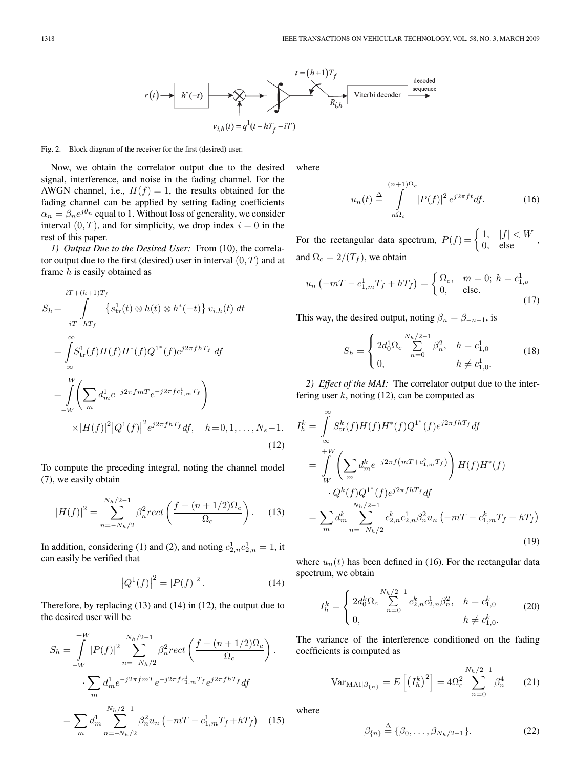Fig. 2. Block diagram of the receiver for the first (desired) user.

Now, we obtain the correlator output due to the desired signal, interference, and noise in the fading channel. For the AWGN channel, i.e., $H(f) = 1$, the results obtained for the fading channel can be applied by setting fading coefficients $\alpha_n = \beta_n e^{j\theta_n}$ equal to 1. Without loss of generality, we consider interval $(0, T)$, and for simplicity, we drop index $i = 0$ in the rest of this paper.

*1) Output Due to the Desired User:* From (10), the correlator output due to the first (desired) user in interval $(0, T)$ and at frame $h$ is easily obtained as

$$
\begin{aligned}
S_h &= \int_{iT+hT_f}^{iT+(h+1)T_f} \left\{ s_{\mathrm{tr}}^1(t) \otimes h(t) \otimes h^*(-t) \right\} v_{i,h}(t)\, dt \\
&= \int_{-\infty}^{\infty} S_{\mathrm{tr}}^1(f) H(f) H^*(f) Q^{1^*}(f) e^{j2\pi f h T_f}\, df \\
&= \int_{-W}^{W} \left( \sum_m d_m^1 e^{-j2\pi f m T} e^{-j2\pi f c_{1,m}^1 T_f} \right) \\
&\quad \times |H(f)|^2 \left| Q^1(f) \right|^2 e^{j2\pi f h T_f} df, \quad h = 0, 1, \ldots, N_s - 1.
\end{aligned} \tag{12}
$$

To compute the preceding integral, noting the channel model (7), we easily obtain

$$
|H(f)|^2 = \sum_{n=-N_h/2}^{N_h/2-1} \beta_n^2 rect \left( \frac{f - (n + 1/2)\Omega_c}{\Omega_c} \right). \tag{13}
$$

In addition, considering (1) and (2), and noting $c_{2,n}^1 c_{2,n}^1 = 1$, it can easily be verified that

$$
\left| Q^1(f) \right|^2 = |P(f)|^2. \tag{14}
$$

Therefore, by replacing (13) and (14) in (12), the output due to the desired user will be

$$
\begin{aligned}
S_h &= \int_{-W}^{+W} |P(f)|^2 \sum_{n=-N_h/2}^{N_h/2-1} \beta_n^2 rect \left( \frac{f - (n + 1/2)\Omega_c}{\Omega_c} \right) \cdot \\
&\quad \cdot \sum_m d_m^1 e^{-j2\pi f m T} e^{-j2\pi f c_{1,m}^1 T_f} e^{j2\pi f h T_f} df \\
&= \sum_m d_m^1 \sum_{n=-N_h/2}^{N_h/2-1} \beta_n^2 u_n \left( -mT - c_{1,m}^1 T_f + hT_f \right)
\end{aligned} \tag{15}
$$

where

$$
u_n(t) \triangleq \int_{n\Omega_c}^{(n+1)\Omega_c} |P(f)|^2 e^{j2\pi f t} df. \tag{16}
$$

For the rectangular data spectrum, $P(f) = \begin{cases} 1, & |f| < W \\ 0, & \text{else} \end{cases}$, and $\Omega_c = 2/(T_f)$, we obtain

$$
u_n \left( -mT - c_{1,m}^1 T_f + hT_f \right) = \begin{cases} \Omega_c, & m = 0;\ h = c_{1,o}^1 \\ 0, & \text{else.} \end{cases} \tag{17}
$$

This way, the desired output, noting $\beta_n = \beta_{-n-1}$, is

$$
S_h = \begin{cases} 2 d_0^1 \Omega_c \sum\limits_{n=0}^{N_h/2-1} \beta_n^2, & h = c_{1,0}^1 \\ 0, & h \neq c_{1,0}^1. \end{cases} \tag{18}
$$

*2) Effect of the MAI:* The correlator output due to the interfering user $k$, noting (12), can be computed as

$$
\begin{aligned}
I_h^k &= \int_{-\infty}^{\infty} S_{\mathrm{tr}}^k(f) H(f) H^*(f) Q^{1^*}(f) e^{j2\pi f h T_f} df \\
&= \int_{-W}^{+W} \left( \sum_m d_m^k e^{-j2\pi f \left( mT + c_{1,m}^k T_f \right)} \right) H(f) H^*(f) \\
&\quad \cdot Q^k(f) Q^{1^*}(f) e^{j2\pi f h T_f} df \\
&= \sum_m d_m^k \sum_{n=-N_h/2}^{N_h/2-1} c_{2,n}^k c_{2,n}^1 \beta_n^2 u_n \left( -mT - c_{1,m}^k T_f + hT_f \right)
\end{aligned} \tag{19}
$$

where $u_n(t)$ has been defined in (16). For the rectangular data spectrum, we obtain

$$
I_h^k = \begin{cases} 2 d_0^k \Omega_c \sum\limits_{n=0}^{N_h/2-1} c_{2,n}^k c_{2,n}^1 \beta_n^2, & h = c_{1,0}^k \\ 0, & h \neq c_{1,0}^k. \end{cases} \tag{20}
$$

The variance of the interference conditioned on the fading coefficients is computed as

$$
\mathrm{Var}_{\mathrm{MAI}|\beta_{\{n\}}} = E\left[ \left( I_h^k \right)^2 \right] = 4\Omega_c^2 \sum_{n=0}^{N_h/2-1} \beta_n^4 \tag{21}
$$

where

$$
\beta_{\{n\}} \triangleq \{ \beta_0, \ldots, \beta_{N_h/2-1} \}. \tag{22}
$$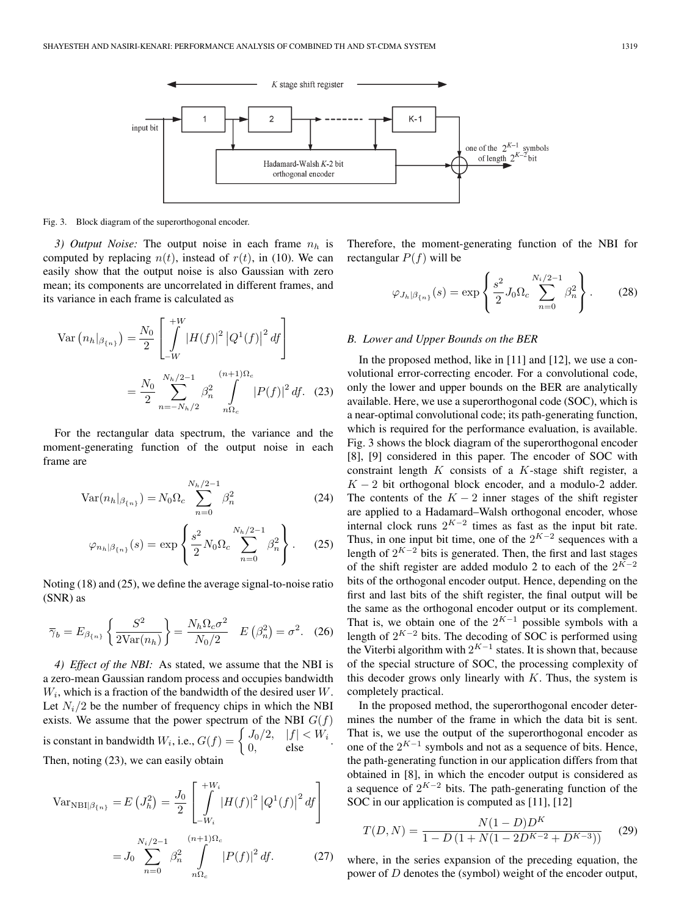Fig. 3. Block diagram of the superorthogonal encoder.

*3) Output Noise:* The output noise in each frame $n_h$ is computed by replacing $n(t)$, instead of $r(t)$, in (10). We can easily show that the output noise is also Gaussian with zero mean; its components are uncorrelated in different frames, and its variance in each frame is calculated as

$$\operatorname{Var}\left(n_h|_{\beta_{\{n\}}}\right) = \frac{N_0}{2}\left[\int_{-W}^{+W} |H(f)|^2 \left|Q^1(f)\right|^2 df\right] = \frac{N_0}{2}\sum_{n=-N_h/2}^{N_h/2-1} \beta_n^2 \int_{n\Omega_c}^{(n+1)\Omega_c} |P(f)|^2\, df. \quad (23)$$

For the rectangular data spectrum, the variance and the moment-generating function of the output noise in each frame are

$$\operatorname{Var}(n_h|_{\beta_{\{n\}}}) = N_0\Omega_c \sum_{n=0}^{N_h/2-1} \beta_n^2 \quad (24)$$

$$\varphi_{n_h|\beta_{\{n\}}}(s) = \exp\left\{\frac{s^2}{2} N_0\Omega_c \sum_{n=0}^{N_h/2-1} \beta_n^2\right\}. \quad (25)$$

Noting (18) and (25), we define the average signal-to-noise ratio (SNR) as

$$\overline{\gamma}_b = E_{\beta_{\{n\}}}\left\{\frac{S^2}{2\operatorname{Var}(n_h)}\right\} = \frac{N_h\Omega_c\sigma^2}{N_0/2} \quad E\left(\beta_n^2\right) = \sigma^2. \quad (26)$$

*4) Effect of the NBI:* As stated, we assume that the NBI is a zero-mean Gaussian random process and occupies bandwidth $W_i$, which is a fraction of the bandwidth of the desired user $W$. Let $N_i/2$ be the number of frequency chips in which the NBI exists. We assume that the power spectrum of the NBI $G(f)$ is constant in bandwidth $W_i$, i.e., $G(f) = \begin{cases} J_0/2, & |f| < W_i \\ 0, & \text{else} \end{cases}$. Then, noting (23), we can easily obtain

$$\operatorname{Var}_{\text{NBI}|\beta_{\{n\}}} = E\left(J_h^2\right) = \frac{J_0}{2}\left[\int_{-W_i}^{+W_i} |H(f)|^2 \left|Q^1(f)\right|^2 df\right] = J_0 \sum_{n=0}^{N_i/2-1} \beta_n^2 \int_{n\Omega_c}^{(n+1)\Omega_c} |P(f)|^2\, df. \quad (27)$$

Therefore, the moment-generating function of the NBI for rectangular $P(f)$ will be

$$\varphi_{J_h|\beta_{\{n\}}}(s) = \exp\left\{\frac{s^2}{2} J_0\Omega_c \sum_{n=0}^{N_i/2-1} \beta_n^2\right\}. \quad (28)$$

### B. Lower and Upper Bounds on the BER

In the proposed method, like in [11] and [12], we use a convolutional error-correcting encoder. For a convolutional code, only the lower and upper bounds on the BER are analytically available. Here, we use a superorthogonal code (SOC), which is a near-optimal convolutional code; its path-generating function, which is required for the performance evaluation, is available. Fig. 3 shows the block diagram of the superorthogonal encoder [8], [9] considered in this paper. The encoder of SOC with constraint length $K$ consists of a $K$-stage shift register, a $K-2$ bit orthogonal block encoder, and a modulo-2 adder. The contents of the $K-2$ inner stages of the shift register are applied to a Hadamard–Walsh orthogonal encoder, whose internal clock runs $2^{K-2}$ times as fast as the input bit rate. Thus, in one input bit time, one of the $2^{K-2}$ sequences with a length of $2^{K-2}$ bits is generated. Then, the first and last stages of the shift register are added modulo 2 to each of the $2^{K-2}$ bits of the orthogonal encoder output. Hence, depending on the first and last bits of the shift register, the final output will be the same as the orthogonal encoder output or its complement. That is, we obtain one of the $2^{K-1}$ possible symbols with a length of $2^{K-2}$ bits. The decoding of SOC is performed using the Viterbi algorithm with $2^{K-1}$ states. It is shown that, because of the special structure of SOC, the processing complexity of this decoder grows only linearly with $K$. Thus, the system is completely practical.

In the proposed method, the superorthogonal encoder determines the number of the frame in which the data bit is sent. That is, we use the output of the superorthogonal encoder as one of the $2^{K-1}$ symbols and not as a sequence of bits. Hence, the path-generating function in our application differs from that obtained in [8], in which the encoder output is considered as a sequence of $2^{K-2}$ bits. The path-generating function of the SOC in our application is computed as [11], [12]

$$T(D,N) = \frac{N(1-D)D^K}{1-D\left(1+N(1-2D^{K-2}+D^{K-3})\right)} \quad (29)$$

where, in the series expansion of the preceding equation, the power of $D$ denotes the (symbol) weight of the encoder output,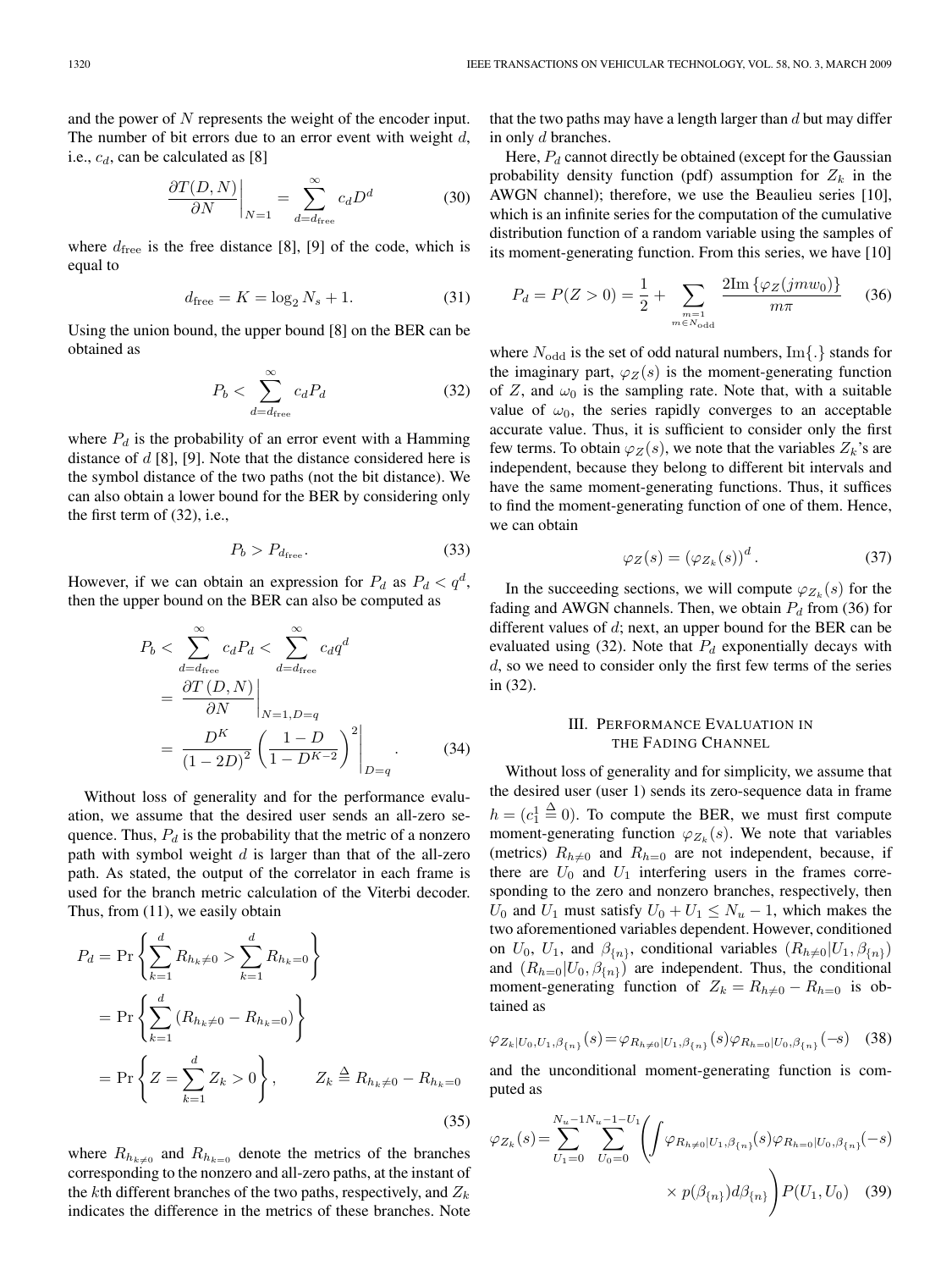and the power of $N$ represents the weight of the encoder input. The number of bit errors due to an error event with weight $d$, i.e., $c_d$, can be calculated as [8]

$$\left.\frac{\partial T(D,N)}{\partial N}\right|_{N=1} = \sum_{d=d_{\text{free}}}^{\infty} c_d D^d \tag{30}$$

where $d_{\text{free}}$ is the free distance [8], [9] of the code, which is equal to

$$d_{\text{free}} = K = \log_2 N_s + 1. \tag{31}$$

Using the union bound, the upper bound [8] on the BER can be obtained as

$$P_b < \sum_{d=d_{\text{free}}}^{\infty} c_d P_d \tag{32}$$

where $P_d$ is the probability of an error event with a Hamming distance of $d$ [8], [9]. Note that the distance considered here is the symbol distance of the two paths (not the bit distance). We can also obtain a lower bound for the BER by considering only the first term of (32), i.e.,

$$P_b > P_{d_{\text{free}}}. \tag{33}$$

However, if we can obtain an expression for $P_d$ as $P_d < q^d$, then the upper bound on the BER can also be computed as

$$\begin{aligned} P_b &< \sum_{d=d_{\text{free}}}^{\infty} c_d P_d < \sum_{d=d_{\text{free}}}^{\infty} c_d q^d \\ &= \left.\frac{\partial T(D,N)}{\partial N}\right|_{N=1,D=q} \\ &= \left.\frac{D^K}{(1-2D)^2}\left(\frac{1-D}{1-D^{K-2}}\right)^2\right|_{D=q}. \end{aligned} \tag{34}$$

Without loss of generality and for the performance evaluation, we assume that the desired user sends an all-zero sequence. Thus, $P_d$ is the probability that the metric of a nonzero path with symbol weight $d$ is larger than that of the all-zero path. As stated, the output of the correlator in each frame is used for the branch metric calculation of the Viterbi decoder. Thus, from (11), we easily obtain

$$\begin{aligned} P_d &= \Pr\left\{\sum_{k=1}^{d} R_{h_k\neq 0} > \sum_{k=1}^{d} R_{h_k=0}\right\} \\ &= \Pr\left\{\sum_{k=1}^{d} \left(R_{h_k\neq 0} - R_{h_k=0}\right)\right\} \\ &= \Pr\left\{Z = \sum_{k=1}^{d} Z_k > 0\right\}, \qquad Z_k \triangleq R_{h_k\neq 0} - R_{h_k=0} \end{aligned} \tag{35}$$

where $R_{h_{k\neq 0}}$ and $R_{h_{k=0}}$ denote the metrics of the branches corresponding to the nonzero and all-zero paths, at the instant of the $k$th different branches of the two paths, respectively, and $Z_k$ indicates the difference in the metrics of these branches. Note that the two paths may have a length larger than $d$ but may differ in only $d$ branches.

Here, $P_d$ cannot directly be obtained (except for the Gaussian probability density function (pdf) assumption for $Z_k$ in the AWGN channel); therefore, we use the Beaulieu series [10], which is an infinite series for the computation of the cumulative distribution function of a random variable using the samples of its moment-generating function. From this series, we have [10]

$$P_d = P(Z > 0) = \frac{1}{2} + \sum_{\substack{m=1 \\ m\in N_{\text{odd}}}} \frac{2\text{Im}\left\{\varphi_Z(jmw_0)\right\}}{m\pi} \tag{36}$$

where $N_{\text{odd}}$ is the set of odd natural numbers, $\text{Im}\{.\}$ stands for the imaginary part, $\varphi_Z(s)$ is the moment-generating function of $Z$, and $\omega_0$ is the sampling rate. Note that, with a suitable value of $\omega_0$, the series rapidly converges to an acceptable accurate value. Thus, it is sufficient to consider only the first few terms. To obtain $\varphi_Z(s)$, we note that the variables $Z_k$'s are independent, because they belong to different bit intervals and have the same moment-generating functions. Thus, it suffices to find the moment-generating function of one of them. Hence, we can obtain

$$\varphi_Z(s) = \left(\varphi_{Z_k}(s)\right)^d. \tag{37}$$

In the succeeding sections, we will compute $\varphi_{Z_k}(s)$ for the fading and AWGN channels. Then, we obtain $P_d$ from (36) for different values of $d$; next, an upper bound for the BER can be evaluated using (32). Note that $P_d$ exponentially decays with $d$, so we need to consider only the first few terms of the series in (32).

## III. Performance Evaluation in the Fading Channel

Without loss of generality and for simplicity, we assume that the desired user (user 1) sends its zero-sequence data in frame $h = (c_1^1 \triangleq 0)$. To compute the BER, we must first compute moment-generating function $\varphi_{Z_k}(s)$. We note that variables (metrics) $R_{h\neq 0}$ and $R_{h=0}$ are not independent, because, if there are $U_0$ and $U_1$ interfering users in the frames corresponding to the zero and nonzero branches, respectively, then $U_0$ and $U_1$ must satisfy $U_0 + U_1 \leq N_u - 1$, which makes the two aforementioned variables dependent. However, conditioned on $U_0$, $U_1$, and $\beta_{\{n\}}$, conditional variables $(R_{h\neq 0}|U_1, \beta_{\{n\}})$ and $(R_{h=0}|U_0, \beta_{\{n\}})$ are independent. Thus, the conditional moment-generating function of $Z_k = R_{h\neq 0} - R_{h=0}$ is obtained as

$$\varphi_{Z_k|U_0,U_1,\beta_{\{n\}}}(s) = \varphi_{R_{h\neq 0}|U_1,\beta_{\{n\}}}(s)\varphi_{R_{h=0}|U_0,\beta_{\{n\}}}(-s) \tag{38}$$

and the unconditional moment-generating function is computed as

$$\varphi_{Z_k}(s) = \sum_{U_1=0}^{N_u-1}\sum_{U_0=0}^{N_u-1-U_1}\left(\int \varphi_{R_{h\neq 0}|U_1,\beta_{\{n\}}}(s)\varphi_{R_{h=0}|U_0,\beta_{\{n\}}}(-s) \times p(\beta_{\{n\}})d\beta_{\{n\}}\right)P(U_1,U_0) \tag{39}$$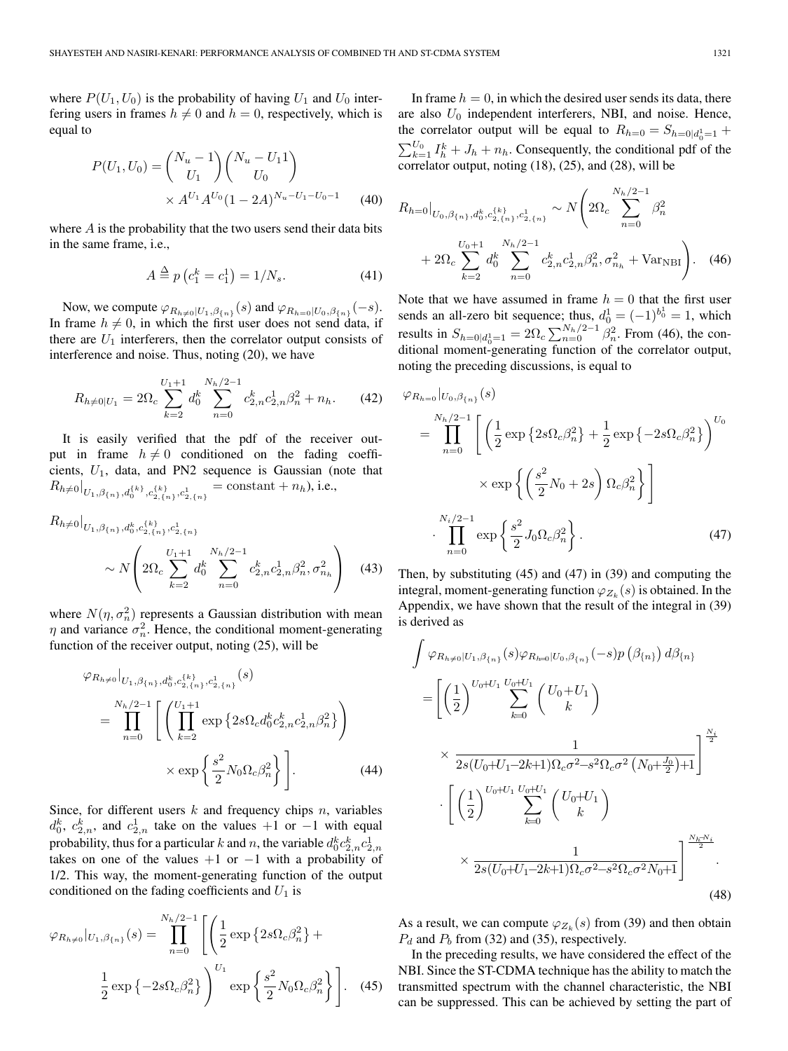where $P(U_1, U_0)$ is the probability of having $U_1$ and $U_0$ interfering users in frames $h \neq 0$ and $h = 0$, respectively, which is equal to

$$P(U_1, U_0) = \binom{N_u - 1}{U_1}\binom{N_u - U_1 1}{U_0} \times A^{U_1} A^{U_0} (1 - 2A)^{N_u - U_1 - U_0 - 1} \quad (40)$$

where $A$ is the probability that the two users send their data bits in the same frame, i.e.,

$$A \triangleq p\left(c_1^k = c_1^1\right) = 1/N_s. \quad (41)$$

Now, we compute $\varphi_{R_{h\neq 0}|U_1, \beta_{\{n\}}}(s)$ and $\varphi_{R_{h=0}|U_0, \beta_{\{n\}}}(-s)$. In frame $h \neq 0$, in which the first user does not send data, if there are $U_1$ interferers, then the correlator output consists of interference and noise. Thus, noting (20), we have

$$R_{h\neq 0|U_1} = 2\Omega_c \sum_{k=2}^{U_1+1} d_0^k \sum_{n=0}^{N_h/2-1} c_{2,n}^k c_{2,n}^1 \beta_n^2 + n_h. \quad (42)$$

It is easily verified that the pdf of the receiver output in frame $h \neq 0$ conditioned on the fading coefficients, $U_1$, data, and PN2 sequence is Gaussian (note that $R_{h\neq 0}|_{U_1, \beta_{\{n\}}, d_0^{\{k\}}, c_{2,\{n\}}^{\{k\}}, c_{2,\{n\}}^1} = \text{constant} + n_h$), i.e.,

$$R_{h\neq 0}|_{U_1, \beta_{\{n\}}, d_0^k, c_{2,\{n\}}^{\{k\}}, c_{2,\{n\}}^1} \sim N\left(2\Omega_c \sum_{k=2}^{U_1+1} d_0^k \sum_{n=0}^{N_h/2-1} c_{2,n}^k c_{2,n}^1 \beta_n^2, \sigma_{n_h}^2\right) \quad (43)$$

where $N(\eta, \sigma_n^2)$ represents a Gaussian distribution with mean $\eta$ and variance $\sigma_n^2$. Hence, the conditional moment-generating function of the receiver output, noting (25), will be

$$\varphi_{R_{h\neq 0}|_{U_1, \beta_{\{n\}}, d_0^{\{k\}}, c_{2,\{n\}}^{\{k\}}, c_{2,\{n\}}^1}}(s) = \prod_{n=0}^{N_h/2-1}\left[\left(\prod_{k=2}^{U_1+1} \exp\left\{2s\Omega_c d_0^k c_{2,n}^k c_{2,n}^1 \beta_n^2\right\}\right) \times \exp\left\{\frac{s^2}{2} N_0 \Omega_c \beta_n^2\right\}\right]. \quad (44)$$

Since, for different users $k$ and frequency chips $n$, variables $d_0^k$, $c_{2,n}^k$, and $c_{2,n}^1$ take on the values $+1$ or $-1$ with equal probability, thus for a particular $k$ and $n$, the variable $d_0^k c_{2,n}^k c_{2,n}^1$ takes on one of the values $+1$ or $-1$ with a probability of 1/2. This way, the moment-generating function of the output conditioned on the fading coefficients and $U_1$ is

$$\varphi_{R_{h\neq 0}|U_1, \beta_{\{n\}}}(s) = \prod_{n=0}^{N_h/2-1}\left[\left(\frac{1}{2}\exp\left\{2s\Omega_c \beta_n^2\right\} + \frac{1}{2}\exp\left\{-2s\Omega_c \beta_n^2\right\}\right)^{U_1} \exp\left\{\frac{s^2}{2} N_0 \Omega_c \beta_n^2\right\}\right]. \quad (45)$$

In frame $h = 0$, in which the desired user sends its data, there are also $U_0$ independent interferers, NBI, and noise. Hence, the correlator output will be equal to $R_{h=0} = S_{h=0|d_0^1=1} + \sum_{k=1}^{U_0} I_h^k + J_h + n_h$. Consequently, the conditional pdf of the correlator output, noting (18), (25), and (28), will be

$$R_{h=0}|_{U_0, \beta_{\{n\}}, d_0^k, c_{2,\{n\}}^{\{k\}}, c_{2,\{n\}}^1} \sim N\left(2\Omega_c \sum_{n=0}^{N_h/2-1} \beta_n^2 + 2\Omega_c \sum_{k=2}^{U_0+1} d_0^k \sum_{n=0}^{N_h/2-1} c_{2,n}^k c_{2,n}^1 \beta_n^2, \sigma_{n_h}^2 + \text{Var}_{\text{NBI}}\right). \quad (46)$$

Note that we have assumed in frame $h = 0$ that the first user sends an all-zero bit sequence; thus, $d_0^1 = (-1)^{b_0^1} = 1$, which results in $S_{h=0|d_0^1=1} = 2\Omega_c \sum_{n=0}^{N_h/2-1} \beta_n^2$. From (46), the conditional moment-generating function of the correlator output, noting the preceding discussions, is equal to

$$\varphi_{R_{h=0}|U_0, \beta_{\{n\}}}(s) = \prod_{n=0}^{N_h/2-1}\left[\left(\frac{1}{2}\exp\left\{2s\Omega_c \beta_n^2\right\} + \frac{1}{2}\exp\left\{-2s\Omega_c \beta_n^2\right\}\right)^{U_0} \times \exp\left\{\left(\frac{s^2}{2} N_0 + 2s\right)\Omega_c \beta_n^2\right\}\right] \cdot \prod_{n=0}^{N_i/2-1} \exp\left\{\frac{s^2}{2} J_0 \Omega_c \beta_n^2\right\}. \quad (47)$$

Then, by substituting (45) and (47) in (39) and computing the integral, moment-generating function $\varphi_{Z_k}(s)$ is obtained. In the Appendix, we have shown that the result of the integral in (39) is derived as

$$\int \varphi_{R_{h\neq 0}|U_1, \beta_{\{n\}}}(s) \varphi_{R_{h=0}|U_0, \beta_{\{n\}}}(-s) p\left(\beta_{\{n\}}\right) d\beta_{\{n\}} = \left[\left(\frac{1}{2}\right)^{U_0+U_1} \sum_{k=0}^{U_0+U_1} \binom{U_0+U_1}{k} \times \frac{1}{2s(U_0+U_1-2k+1)\Omega_c\sigma^2 - s^2\Omega_c\sigma^2\left(N_0 + \frac{J_0}{2}\right) + 1}\right]^{\frac{N_i}{2}} \cdot \left[\left(\frac{1}{2}\right)^{U_0+U_1} \sum_{k=0}^{U_0+U_1} \binom{U_0+U_1}{k} \times \frac{1}{2s(U_0+U_1-2k+1)\Omega_c\sigma^2 - s^2\Omega_c\sigma^2 N_0 + 1}\right]^{\frac{N_h - N_i}{2}}. \quad (48)$$

As a result, we can compute $\varphi_{Z_k}(s)$ from (39) and then obtain $P_d$ and $P_b$ from (32) and (35), respectively.

In the preceding results, we have considered the effect of the NBI. Since the ST-CDMA technique has the ability to match the transmitted spectrum with the channel characteristic, the NBI can be suppressed. This can be achieved by setting the part of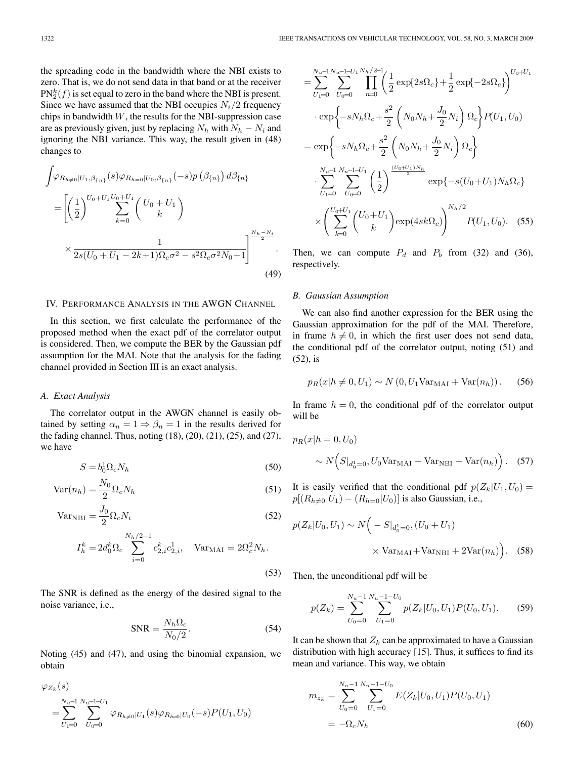the spreading code in the bandwidth where the NBI exists to zero. That is, we do not send data in that band or at the receiver $\mathrm{PN}_2^k(f)$ is set equal to zero in the band where the NBI is present. Since we have assumed that the NBI occupies $N_i/2$ frequency chips in bandwidth $W$, the results for the NBI-suppression case are as previously given, just by replacing $N_h$ with $N_h - N_i$ and ignoring the NBI variance. This way, the result given in (48) changes to

$$\int \varphi_{R_{h\neq 0}|U_1,\beta_{\{n\}}}(s)\varphi_{R_{h=0}|U_0,\beta_{\{n\}}}(-s)p\left(\beta_{\{n\}}\right)d\beta_{\{n\}}$$
$$=\left[\left(\frac{1}{2}\right)^{U_0+U_1}\sum_{k=0}^{U_0+U_1}\binom{U_0+U_1}{k}\times\frac{1}{2s(U_0+U_1-2k+1)\Omega_c\sigma^2-s^2\Omega_c\sigma^2N_0+1}\right]^{\frac{N_h-N_i}{2}}. \tag{49}$$

## IV. Performance Analysis in the AWGN Channel

In this section, we first calculate the performance of the proposed method when the exact pdf of the correlator output is considered. Then, we compute the BER by the Gaussian pdf assumption for the MAI. Note that the analysis for the fading channel provided in Section III is an exact analysis.

### A. Exact Analysis

The correlator output in the AWGN channel is easily obtained by setting $\alpha_n = 1 \Rightarrow \beta_n = 1$ in the results derived for the fading channel. Thus, noting (18), (20), (21), (25), and (27), we have

$$S = b_0^1\Omega_c N_h \tag{50}$$

$$\mathrm{Var}(n_h) = \frac{N_0}{2}\Omega_c N_h \tag{51}$$

$$\mathrm{Var}_{\mathrm{NBI}} = \frac{J_0}{2}\Omega_c N_i \tag{52}$$

$$I_h^k = 2d_0^k\Omega_c\sum_{i=0}^{N_h/2-1}c_{2,i}^k c_{2,i}^1,\quad \mathrm{Var}_{\mathrm{MAI}} = 2\Omega_c^2 N_h. \tag{53}$$

The SNR is defined as the energy of the desired signal to the noise variance, i.e.,

$$\mathrm{SNR} = \frac{N_h\Omega_c}{N_0/2}. \tag{54}$$

Noting (45) and (47), and using the binomial expansion, we obtain

$$\varphi_{Z_k}(s) = \sum_{U_1=0}^{N_u-1}\sum_{U_0=0}^{N_u-1-U_1}\varphi_{R_{h\neq 0}|U_1}(s)\varphi_{R_{h=0}|U_0}(-s)P(U_1,U_0)$$
$$=\sum_{U_1=0}^{N_u-1}\sum_{U_0=0}^{N_u-1-U_1}\prod_{n=0}^{N_h/2-1}\left(\frac{1}{2}\exp\{2s\Omega_c\}+\frac{1}{2}\exp\{-2s\Omega_c\}\right)^{U_0+U_1}\cdot\exp\left\{-sN_h\Omega_c+\frac{s^2}{2}\left(N_0N_h+\frac{J_0}{2}N_i\right)\Omega_c\right\}P(U_1,U_0)$$
$$=\exp\left\{-sN_h\Omega_c+\frac{s^2}{2}\left(N_0N_h+\frac{J_0}{2}N_i\right)\Omega_c\right\}\cdot\sum_{U_1=0}^{N_u-1}\sum_{U_0=0}^{N_u-1-U_1}\left(\frac{1}{2}\right)^{\frac{(U_0+U_1)N_h}{2}}\exp\{-s(U_0+U_1)N_h\Omega_c\}\times\left(\sum_{k=0}^{U_0+U_1}\binom{U_0+U_1}{k}\exp(4sk\Omega_c)\right)^{N_h/2}P(U_1,U_0). \tag{55}$$

Then, we can compute $P_d$ and $P_b$ from (32) and (36), respectively.

### B. Gaussian Assumption

We can also find another expression for the BER using the Gaussian approximation for the pdf of the MAI. Therefore, in frame $h \neq 0$, in which the first user does not send data, the conditional pdf of the correlator output, noting (51) and (52), is

$$p_R(x|h\neq 0,U_1)\sim N\left(0,U_1\mathrm{Var}_{\mathrm{MAI}}+\mathrm{Var}(n_h)\right). \tag{56}$$

In frame $h = 0$, the conditional pdf of the correlator output will be

$$p_R(x|h=0,U_0)\sim N\Big(S|_{d_0^1=0},U_0\mathrm{Var}_{\mathrm{MAI}}+\mathrm{Var}_{\mathrm{NBI}}+\mathrm{Var}(n_h)\Big). \tag{57}$$

It is easily verified that the conditional pdf $p(Z_k|U_1,U_0) = p[(R_{h\neq 0}|U_1)-(R_{h=0}|U_0)]$ is also Gaussian, i.e.,

$$p(Z_k|U_0,U_1)\sim N\Big(-S|_{d_0^1=0},(U_0+U_1)\times\mathrm{Var}_{\mathrm{MAI}}+\mathrm{Var}_{\mathrm{NBI}}+2\mathrm{Var}(n_h)\Big). \tag{58}$$

Then, the unconditional pdf will be

$$p(Z_k)=\sum_{U_0=0}^{N_u-1}\sum_{U_1=0}^{N_u-1-U_0}p(Z_k|U_0,U_1)P(U_0,U_1). \tag{59}$$

It can be shown that $Z_k$ can be approximated to have a Gaussian distribution with high accuracy [15]. Thus, it suffices to find its mean and variance. This way, we obtain

$$m_{z_k}=\sum_{U_0=0}^{N_u-1}\sum_{U_1=0}^{N_u-1-U_0}E(Z_k|U_0,U_1)P(U_0,U_1)$$
$$=-\Omega_c N_h \tag{60}$$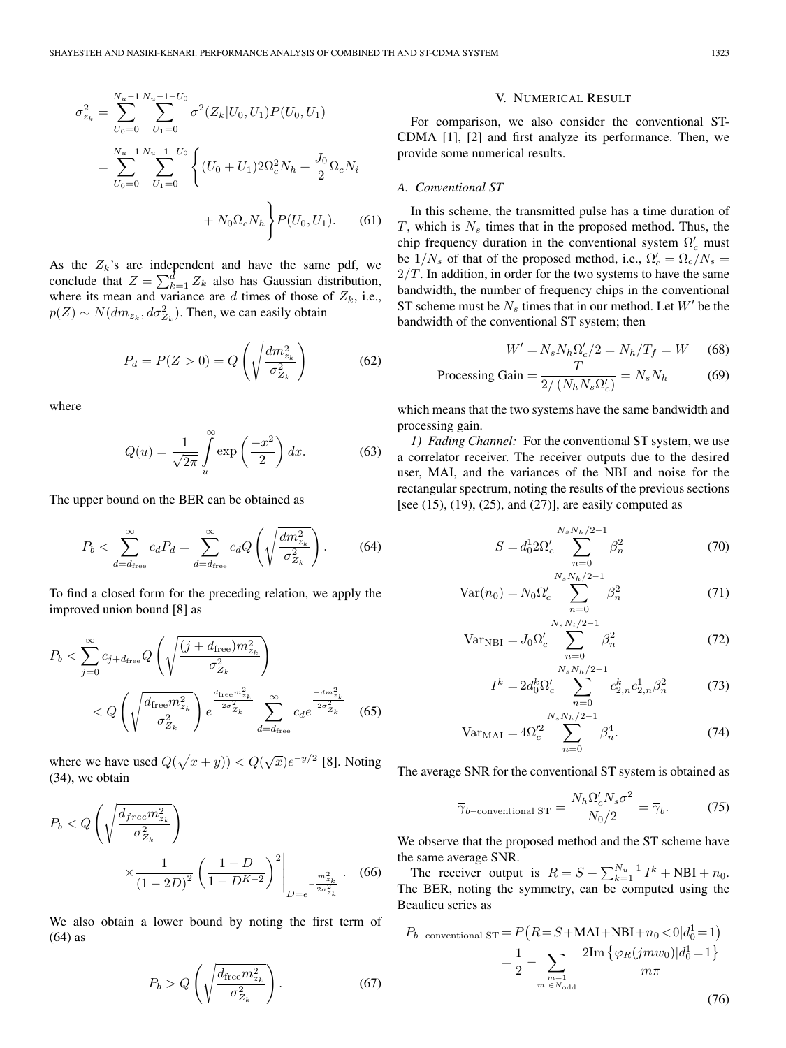$$\sigma_{z_k}^2 = \sum_{U_0=0}^{N_u-1}\sum_{U_1=0}^{N_u-1-U_0} \sigma^2(Z_k|U_0,U_1)P(U_0,U_1)$$
$$= \sum_{U_0=0}^{N_u-1}\sum_{U_1=0}^{N_u-1-U_0} \Bigg\{(U_0+U_1)2\Omega_c^2 N_h + \frac{J_0}{2}\Omega_c N_i + N_0\Omega_c N_h\Bigg\}P(U_0,U_1). \quad (61)$$

As the $Z_k$'s are independent and have the same pdf, we conclude that $Z=\sum_{k=1}^{d} Z_k$ also has Gaussian distribution, where its mean and variance are $d$ times of those of $Z_k$, i.e., $p(Z)\sim N(dm_{z_k}, d\sigma_{Z_k}^2)$. Then, we can easily obtain

$$P_d = P(Z>0) = Q\left(\sqrt{\frac{dm_{z_k}^2}{\sigma_{Z_k}^2}}\right) \quad (62)$$

where

$$Q(u) = \frac{1}{\sqrt{2\pi}}\int_u^\infty \exp\left(\frac{-x^2}{2}\right)dx. \quad (63)$$

The upper bound on the BER can be obtained as

$$P_b < \sum_{d=d_{\text{free}}}^{\infty} c_d P_d = \sum_{d=d_{\text{free}}}^{\infty} c_d Q\left(\sqrt{\frac{dm_{z_k}^2}{\sigma_{Z_k}^2}}\right). \quad (64)$$

To find a closed form for the preceding relation, we apply the improved union bound [8] as

$$P_b < \sum_{j=0}^{\infty} c_{j+d_{\text{free}}} Q\left(\sqrt{\frac{(j+d_{\text{free}})m_{z_k}^2}{\sigma_{Z_k}^2}}\right)$$
$$< Q\left(\sqrt{\frac{d_{\text{free}}m_{z_k}^2}{\sigma_{Z_k}^2}}\right) e^{\frac{d_{\text{free}}m_{z_k}^2}{2\sigma_{Z_k}^2}} \sum_{d=d_{\text{free}}}^{\infty} c_d e^{\frac{-dm_{z_k}^2}{2\sigma_{Z_k}^2}} \quad (65)$$

where we have used $Q(\sqrt{x+y}) < Q(\sqrt{x})e^{-y/2}$ [8]. Noting (34), we obtain

$$P_b < Q\left(\sqrt{\frac{d_{free}m_{z_k}^2}{\sigma_{Z_k}^2}}\right) \times \frac{1}{(1-2D)^2}\left(\frac{1-D}{1-D^{K-2}}\right)^2\Bigg|_{D=e^{-\frac{m_{z_k}^2}{2\sigma_{z_k}^2}}}. \quad (66)$$

We also obtain a lower bound by noting the first term of (64) as

$$P_b > Q\left(\sqrt{\frac{d_{\text{free}}m_{z_k}^2}{\sigma_{Z_k}^2}}\right). \quad (67)$$

## V. Numerical Result

For comparison, we also consider the conventional ST-CDMA [1], [2] and first analyze its performance. Then, we provide some numerical results.

### A. Conventional ST

In this scheme, the transmitted pulse has a time duration of $T$, which is $N_s$ times that in the proposed method. Thus, the chip frequency duration in the conventional system $\Omega_c'$ must be $1/N_s$ of that of the proposed method, i.e., $\Omega_c' = \Omega_c/N_s = 2/T$. In addition, in order for the two systems to have the same bandwidth, the number of frequency chips in the conventional ST scheme must be $N_s$ times that in our method. Let $W'$ be the bandwidth of the conventional ST system; then

$$W' = N_s N_h \Omega_c'/2 = N_h/T_f = W \quad (68)$$
$$\text{Processing Gain} = \frac{T}{2/(N_h N_s \Omega_c')} = N_s N_h \quad (69)$$

which means that the two systems have the same bandwidth and processing gain.

*1) Fading Channel:* For the conventional ST system, we use a correlator receiver. The receiver outputs due to the desired user, MAI, and the variances of the NBI and noise for the rectangular spectrum, noting the results of the previous sections [see (15), (19), (25), and (27)], are easily computed as

$$S = d_0^1 2\Omega_c' \sum_{n=0}^{N_sN_h/2-1}\beta_n^2 \quad (70)$$
$$\text{Var}(n_0) = N_0\Omega_c' \sum_{n=0}^{N_sN_h/2-1}\beta_n^2 \quad (71)$$
$$\text{Var}_{\text{NBI}} = J_0\Omega_c' \sum_{n=0}^{N_sN_i/2-1}\beta_n^2 \quad (72)$$
$$I^k = 2d_0^k\Omega_c' \sum_{n=0}^{N_sN_h/2-1} c_{2,n}^k c_{2,n}^1 \beta_n^2 \quad (73)$$
$$\text{Var}_{\text{MAI}} = 4\Omega_c'^2 \sum_{n=0}^{N_sN_h/2-1}\beta_n^4. \quad (74)$$

The average SNR for the conventional ST system is obtained as

$$\overline{\gamma}_{b-\text{conventional ST}} = \frac{N_h\Omega_c' N_s\sigma^2}{N_0/2} = \overline{\gamma}_b. \quad (75)$$

We observe that the proposed method and the ST scheme have the same average SNR.

The receiver output is $R = S + \sum_{k=1}^{N_u-1} I^k + \text{NBI} + n_0$. The BER, noting the symmetry, can be computed using the Beaulieu series as

$$P_{b-\text{conventional ST}} = P\big(R = S+\text{MAI}+\text{NBI}+n_0<0|d_0^1=1\big)$$
$$= \frac{1}{2} - \sum_{\substack{m=1\\ m\,\in N_{\text{odd}}}} \frac{2\text{Im}\left\{\varphi_R(jmw_0)|d_0^1=1\right\}}{m\pi} \quad (76)$$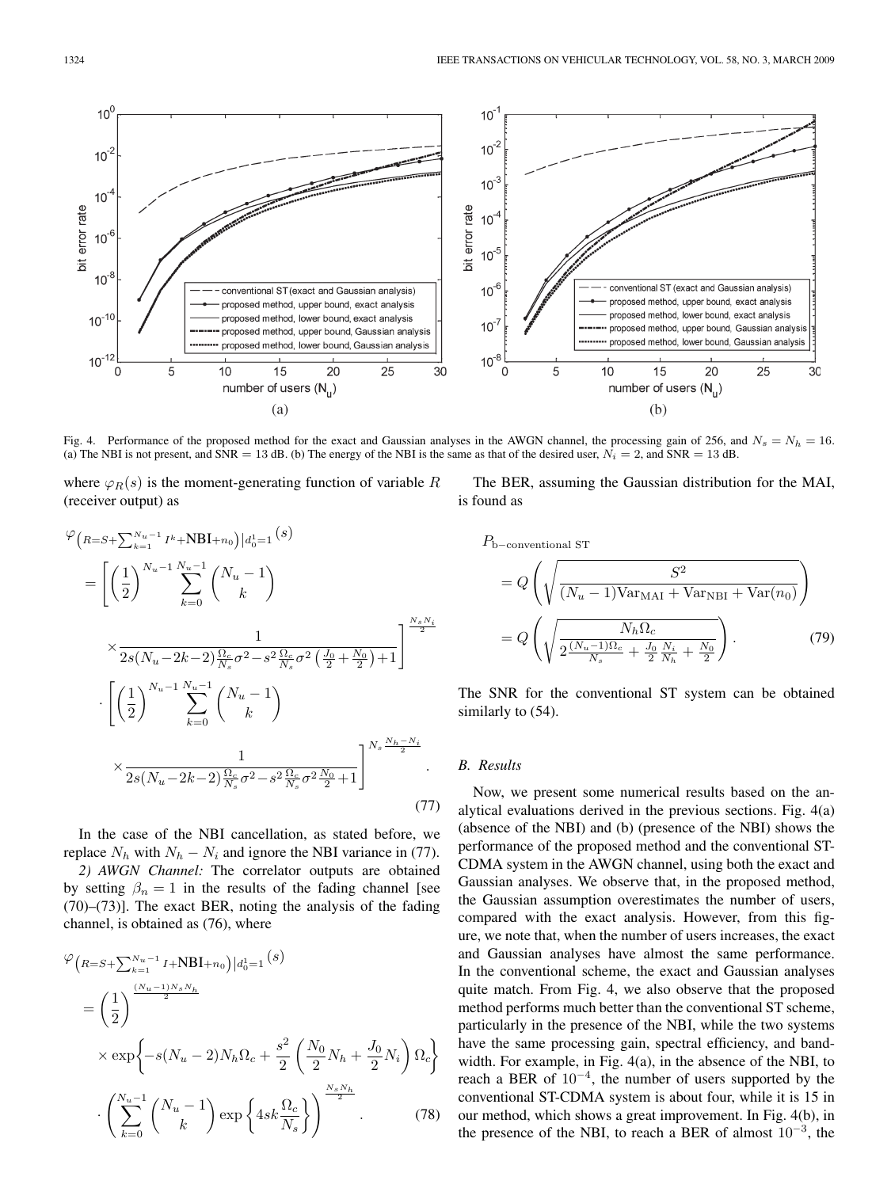Fig. 4. Performance of the proposed method for the exact and Gaussian analyses in the AWGN channel, the processing gain of 256, and $N_s = N_h = 16$. (a) The NBI is not present, and SNR = 13 dB. (b) The energy of the NBI is the same as that of the desired user, $N_i = 2$, and SNR = 13 dB.

where $\varphi_R(s)$ is the moment-generating function of variable $R$ (receiver output) as

$$\varphi_{\left(R=S+\sum_{k=1}^{N_u-1} I^k+\text{NBI}+n_0\right)|d_0^1=1}(s) = \left[\left(\frac{1}{2}\right)^{N_u-1}\sum_{k=0}^{N_u-1}\binom{N_u-1}{k} \times \frac{1}{2s(N_u-2k-2)\frac{\Omega_c}{N_s}\sigma^2 - s^2\frac{\Omega_c}{N_s}\sigma^2\left(\frac{J_0}{2}+\frac{N_0}{2}\right)+1}\right]^{\frac{N_sN_i}{2}} \cdot \left[\left(\frac{1}{2}\right)^{N_u-1}\sum_{k=0}^{N_u-1}\binom{N_u-1}{k} \times \frac{1}{2s(N_u-2k-2)\frac{\Omega_c}{N_s}\sigma^2 - s^2\frac{\Omega_c}{N_s}\sigma^2\frac{N_0}{2}+1}\right]^{N_s\frac{N_h-N_i}{2}}. \tag{77}$$

In the case of the NBI cancellation, as stated before, we replace $N_h$ with $N_h - N_i$ and ignore the NBI variance in (77).

*2) AWGN Channel:* The correlator outputs are obtained by setting $\beta_n = 1$ in the results of the fading channel [see (70)–(73)]. The exact BER, noting the analysis of the fading channel, is obtained as (76), where

$$\varphi_{\left(R=S+\sum_{k=1}^{N_u-1} I+\text{NBI}+n_0\right)|d_0^1=1}(s) = \left(\frac{1}{2}\right)^{\frac{(N_u-1)N_sN_h}{2}} \times \exp\left\{-s(N_u-2)N_h\Omega_c + \frac{s^2}{2}\left(\frac{N_0}{2}N_h + \frac{J_0}{2}N_i\right)\Omega_c\right\} \cdot \left(\sum_{k=0}^{N_u-1}\binom{N_u-1}{k}\exp\left\{4sk\frac{\Omega_c}{N_s}\right\}\right)^{\frac{N_sN_h}{2}}. \tag{78}$$

The BER, assuming the Gaussian distribution for the MAI, is found as

$$P_{\text{b-conventional ST}} = Q\left(\sqrt{\frac{S^2}{(N_u-1)\text{Var}_{\text{MAI}} + \text{Var}_{\text{NBI}} + \text{Var}(n_0)}}\right) = Q\left(\sqrt{\frac{N_h\Omega_c}{2\frac{(N_u-1)\Omega_c}{N_s} + \frac{J_0}{2}\frac{N_i}{N_h} + \frac{N_0}{2}}}\right). \tag{79}$$

The SNR for the conventional ST system can be obtained similarly to (54).

### B. Results

Now, we present some numerical results based on the analytical evaluations derived in the previous sections. Fig. 4(a) (absence of the NBI) and (b) (presence of the NBI) shows the performance of the proposed method and the conventional ST-CDMA system in the AWGN channel, using both the exact and Gaussian analyses. We observe that, in the proposed method, the Gaussian assumption overestimates the number of users, compared with the exact analysis. However, from this figure, we note that, when the number of users increases, the exact and Gaussian analyses have almost the same performance. In the conventional scheme, the exact and Gaussian analyses quite match. From Fig. 4, we also observe that the proposed method performs much better than the conventional ST scheme, particularly in the presence of the NBI, while the two systems have the same processing gain, spectral efficiency, and bandwidth. For example, in Fig. 4(a), in the absence of the NBI, to reach a BER of $10^{-4}$, the number of users supported by the conventional ST-CDMA system is about four, while it is 15 in our method, which shows a great improvement. In Fig. 4(b), in the presence of the NBI, to reach a BER of almost $10^{-3}$, the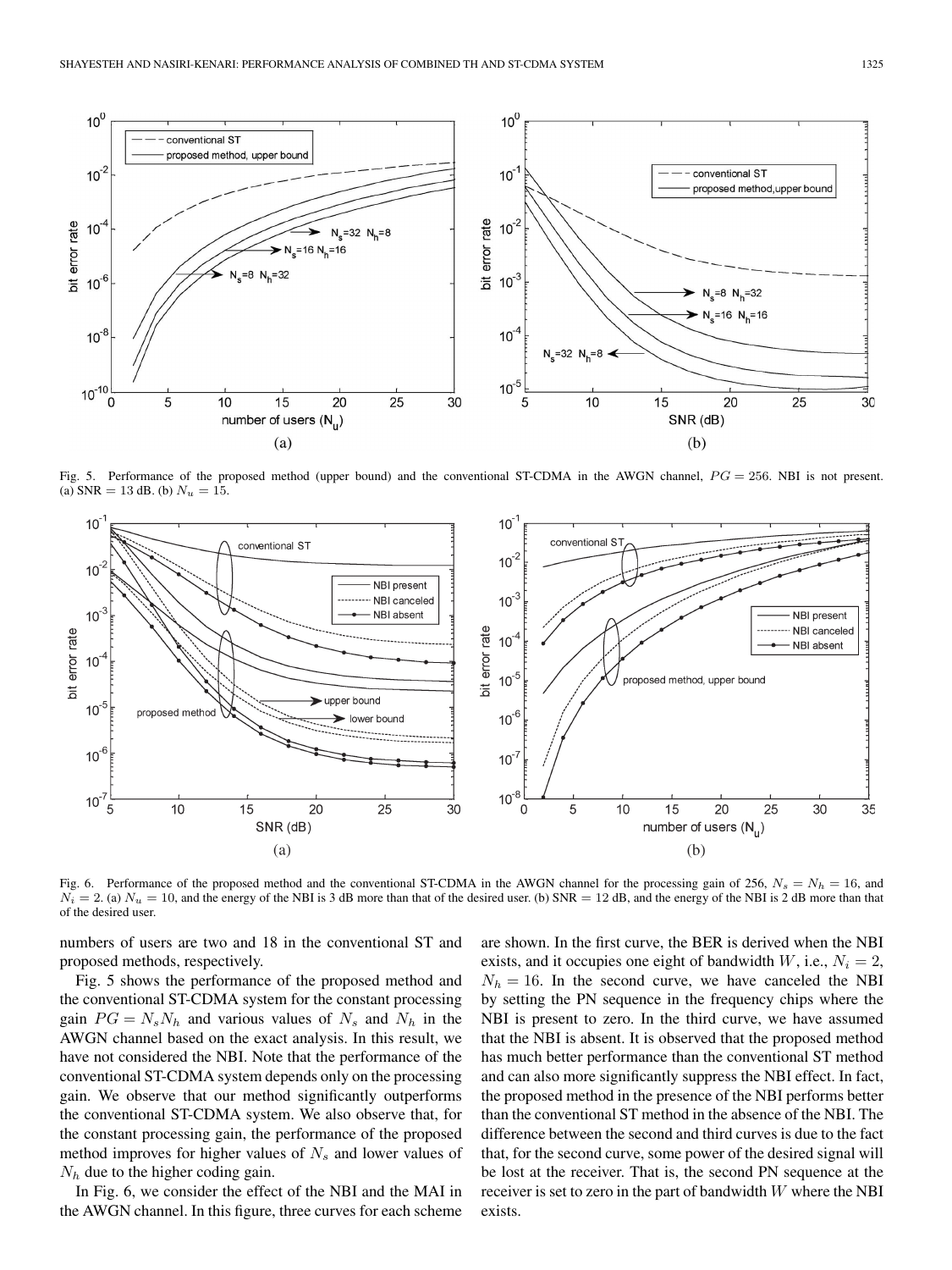Fig. 5. Performance of the proposed method (upper bound) and the conventional ST-CDMA in the AWGN channel, $PG = 256$. NBI is not present. (a) SNR $= 13$ dB. (b) $N_u = 15$.

Fig. 6. Performance of the proposed method and the conventional ST-CDMA in the AWGN channel for the processing gain of 256, $N_s = N_h = 16$, and $N_i = 2$. (a) $N_u = 10$, and the energy of the NBI is 3 dB more than that of the desired user. (b) SNR $= 12$ dB, and the energy of the NBI is 2 dB more than that of the desired user.

numbers of users are two and 18 in the conventional ST and proposed methods, respectively.

Fig. 5 shows the performance of the proposed method and the conventional ST-CDMA system for the constant processing gain $PG = N_s N_h$ and various values of $N_s$ and $N_h$ in the AWGN channel based on the exact analysis. In this result, we have not considered the NBI. Note that the performance of the conventional ST-CDMA system depends only on the processing gain. We observe that our method significantly outperforms the conventional ST-CDMA system. We also observe that, for the constant processing gain, the performance of the proposed method improves for higher values of $N_s$ and lower values of $N_h$ due to the higher coding gain.

In Fig. 6, we consider the effect of the NBI and the MAI in the AWGN channel. In this figure, three curves for each scheme are shown. In the first curve, the BER is derived when the NBI exists, and it occupies one eight of bandwidth $W$, i.e., $N_i = 2$, $N_h = 16$. In the second curve, we have canceled the NBI by setting the PN sequence in the frequency chips where the NBI is present to zero. In the third curve, we have assumed that the NBI is absent. It is observed that the proposed method has much better performance than the conventional ST method and can also more significantly suppress the NBI effect. In fact, the proposed method in the presence of the NBI performs better than the conventional ST method in the absence of the NBI. The difference between the second and third curves is due to the fact that, for the second curve, some power of the desired signal will be lost at the receiver. That is, the second PN sequence at the receiver is set to zero in the part of bandwidth $W$ where the NBI exists.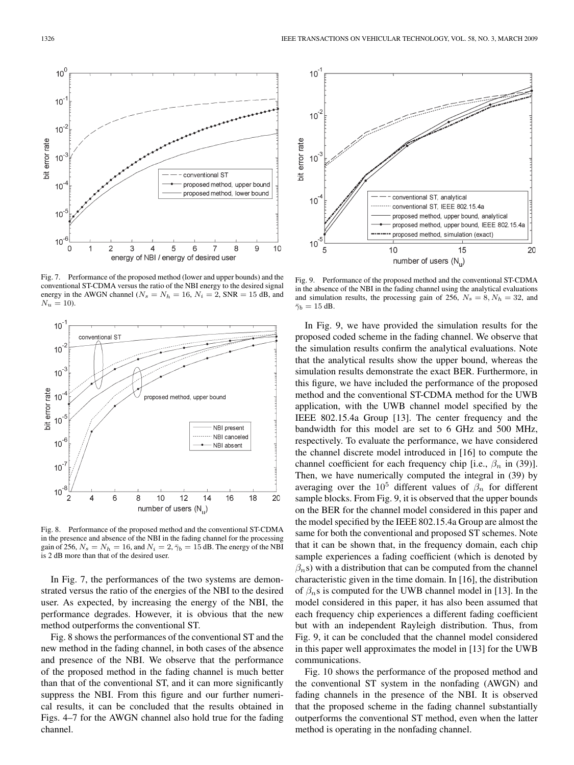Fig. 7. Performance of the proposed method (lower and upper bounds) and the conventional ST-CDMA versus the ratio of the NBI energy to the desired signal energy in the AWGN channel ($N_s = N_h = 16$, $N_i = 2$, SNR = 15 dB, and $N_u = 10$).

Fig. 8. Performance of the proposed method and the conventional ST-CDMA in the presence and absence of the NBI in the fading channel for the processing gain of 256, $N_s = N_h = 16$, and $N_i = 2$, $\bar{\gamma}_b = 15$ dB. The energy of the NBI is 2 dB more than that of the desired user.

In Fig. 7, the performances of the two systems are demonstrated versus the ratio of the energies of the NBI to the desired user. As expected, by increasing the energy of the NBI, the performance degrades. However, it is obvious that the new method outperforms the conventional ST.

Fig. 8 shows the performances of the conventional ST and the new method in the fading channel, in both cases of the absence and presence of the NBI. We observe that the performance of the proposed method in the fading channel is much better than that of the conventional ST, and it can more significantly suppress the NBI. From this figure and our further numerical results, it can be concluded that the results obtained in Figs. 4–7 for the AWGN channel also hold true for the fading channel.

Fig. 9. Performance of the proposed method and the conventional ST-CDMA in the absence of the NBI in the fading channel using the analytical evaluations and simulation results, the processing gain of 256, $N_s = 8$, $N_h = 32$, and $\bar{\gamma}_b = 15$ dB.

In Fig. 9, we have provided the simulation results for the proposed coded scheme in the fading channel. We observe that the simulation results confirm the analytical evaluations. Note that the analytical results show the upper bound, whereas the simulation results demonstrate the exact BER. Furthermore, in this figure, we have included the performance of the proposed method and the conventional ST-CDMA method for the UWB application, with the UWB channel model specified by the IEEE 802.15.4a Group [13]. The center frequency and the bandwidth for this model are set to 6 GHz and 500 MHz, respectively. To evaluate the performance, we have considered the channel discrete model introduced in [16] to compute the channel coefficient for each frequency chip [i.e., $\beta_n$ in (39)]. Then, we have numerically computed the integral in (39) by averaging over the $10^5$ different values of $\beta_n$ for different sample blocks. From Fig. 9, it is observed that the upper bounds on the BER for the channel model considered in this paper and the model specified by the IEEE 802.15.4a Group are almost the same for both the conventional and proposed ST schemes. Note that it can be shown that, in the frequency domain, each chip sample experiences a fading coefficient (which is denoted by $\beta_n$s) with a distribution that can be computed from the channel characteristic given in the time domain. In [16], the distribution of $\beta_n$s is computed for the UWB channel model in [13]. In the model considered in this paper, it has also been assumed that each frequency chip experiences a different fading coefficient but with an independent Rayleigh distribution. Thus, from Fig. 9, it can be concluded that the channel model considered in this paper well approximates the model in [13] for the UWB communications.

Fig. 10 shows the performance of the proposed method and the conventional ST system in the nonfading (AWGN) and fading channels in the presence of the NBI. It is observed that the proposed scheme in the fading channel substantially outperforms the conventional ST method, even when the latter method is operating in the nonfading channel.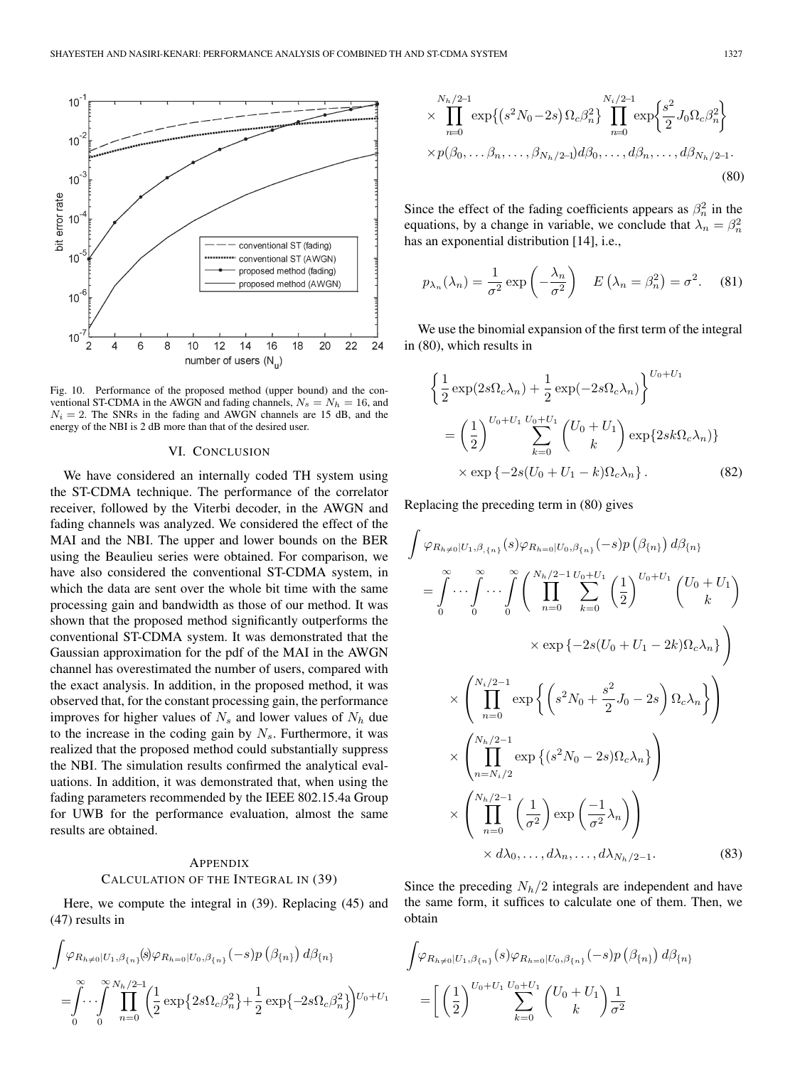Fig. 10. Performance of the proposed method (upper bound) and the conventional ST-CDMA in the AWGN and fading channels, $N_s = N_h = 16$, and $N_i = 2$. The SNRs in the fading and AWGN channels are 15 dB, and the energy of the NBI is 2 dB more than that of the desired user.

## VI. Conclusion

We have considered an internally coded TH system using the ST-CDMA technique. The performance of the correlator receiver, followed by the Viterbi decoder, in the AWGN and fading channels was analyzed. We considered the effect of the MAI and the NBI. The upper and lower bounds on the BER using the Beaulieu series were obtained. For comparison, we have also considered the conventional ST-CDMA system, in which the data are sent over the whole bit time with the same processing gain and bandwidth as those of our method. It was shown that the proposed method significantly outperforms the conventional ST-CDMA system. It was demonstrated that the Gaussian approximation for the pdf of the MAI in the AWGN channel has overestimated the number of users, compared with the exact analysis. In addition, in the proposed method, it was observed that, for the constant processing gain, the performance improves for higher values of $N_s$ and lower values of $N_h$ due to the increase in the coding gain by $N_s$. Furthermore, it was realized that the proposed method could substantially suppress the NBI. The simulation results confirmed the analytical evaluations. In addition, it was demonstrated that, when using the fading parameters recommended by the IEEE 802.15.4a Group for UWB for the performance evaluation, almost the same results are obtained.

## Appendix
### Calculation of the Integral in (39)

Here, we compute the integral in (39). Replacing (45) and (47) results in

$$\int \varphi_{R_{h\neq 0}|U_1,\beta_{\{n\}}}(s)\varphi_{R_{h=0}|U_0,\beta_{\{n\}}}(-s)p\left(\beta_{\{n\}}\right)d\beta_{\{n\}}$$
$$=\int_0^\infty\cdots\int_0^\infty \prod_{n=0}^{N_h/2-1}\left(\frac{1}{2}\exp\left\{2s\Omega_c\beta_n^2\right\}+\frac{1}{2}\exp\left\{-2s\Omega_c\beta_n^2\right\}\right)^{U_0+U_1}$$
$$\times\prod_{n=0}^{N_h/2-1}\exp\left\{\left(s^2N_0-2s\right)\Omega_c\beta_n^2\right\}\prod_{n=0}^{N_i/2-1}\exp\left\{\frac{s^2}{2}J_0\Omega_c\beta_n^2\right\}$$
$$\times p(\beta_0,\ldots\beta_n,\ldots,\beta_{N_h/2-1})d\beta_0,\ldots,d\beta_n,\ldots,d\beta_{N_h/2-1}. \tag{80}$$

Since the effect of the fading coefficients appears as $\beta_n^2$ in the equations, by a change in variable, we conclude that $\lambda_n = \beta_n^2$ has an exponential distribution [14], i.e.,

$$p_{\lambda_n}(\lambda_n)=\frac{1}{\sigma^2}\exp\left(-\frac{\lambda_n}{\sigma^2}\right) \quad E\left(\lambda_n=\beta_n^2\right)=\sigma^2. \tag{81}$$

We use the binomial expansion of the first term of the integral in (80), which results in

$$\left\{\frac{1}{2}\exp(2s\Omega_c\lambda_n)+\frac{1}{2}\exp(-2s\Omega_c\lambda_n)\right\}^{U_0+U_1}$$
$$=\left(\frac{1}{2}\right)^{U_0+U_1}\sum_{k=0}^{U_0+U_1}\binom{U_0+U_1}{k}\exp\{2sk\Omega_c\lambda_n)\}$$
$$\times\exp\left\{-2s(U_0+U_1-k)\Omega_c\lambda_n\right\}. \tag{82}$$

Replacing the preceding term in (80) gives

$$\int \varphi_{R_{h\neq 0}|U_1,\beta,\{n\}}(s)\varphi_{R_{h=0}|U_0,\beta_{\{n\}}}(-s)p\left(\beta_{\{n\}}\right)d\beta_{\{n\}}$$
$$=\int_0^\infty\cdots\int_0^\infty\cdots\int_0^\infty\left(\prod_{n=0}^{N_h/2-1}\sum_{k=0}^{U_0+U_1}\left(\frac{1}{2}\right)^{U_0+U_1}\binom{U_0+U_1}{k}\right.$$
$$\left.\times\exp\left\{-2s(U_0+U_1-2k)\Omega_c\lambda_n\right\}\right)$$
$$\times\left(\prod_{n=0}^{N_i/2-1}\exp\left\{\left(s^2N_0+\frac{s^2}{2}J_0-2s\right)\Omega_c\lambda_n\right\}\right)$$
$$\times\left(\prod_{n=N_i/2}^{N_h/2-1}\exp\left\{(s^2N_0-2s)\Omega_c\lambda_n\right\}\right)$$
$$\times\left(\prod_{n=0}^{N_h/2-1}\left(\frac{1}{\sigma^2}\right)\exp\left(\frac{-1}{\sigma^2}\lambda_n\right)\right)$$
$$\times d\lambda_0,\ldots,d\lambda_n,\ldots,d\lambda_{N_h/2-1}. \tag{83}$$

Since the preceding $N_h/2$ integrals are independent and have the same form, it suffices to calculate one of them. Then, we obtain

$$\int\varphi_{R_{h\neq 0}|U_1,\beta_{\{n\}}}(s)\varphi_{R_{h=0}|U_0,\beta_{\{n\}}}(-s)p\left(\beta_{\{n\}}\right)d\beta_{\{n\}}$$
$$=\left[\left(\frac{1}{2}\right)^{U_0+U_1}\sum_{k=0}^{U_0+U_1}\binom{U_0+U_1}{k}\frac{1}{\sigma^2}\right.$$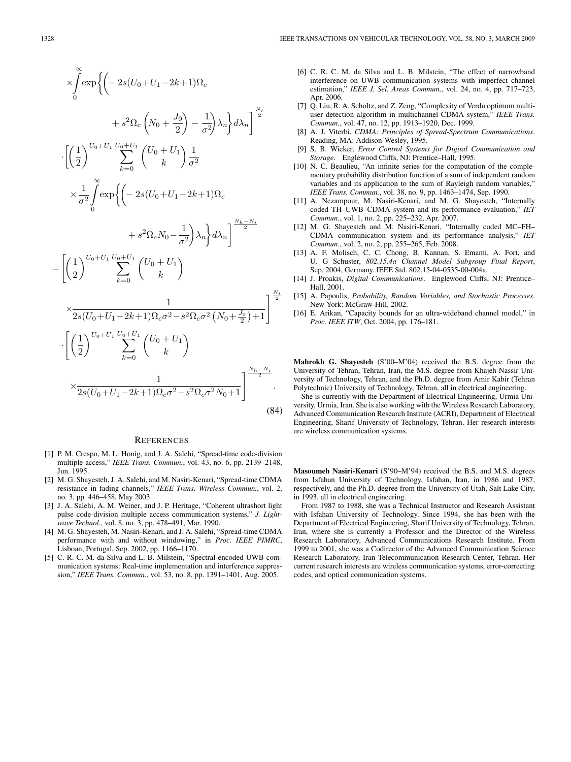$$
\begin{aligned}
&\times\int_0^\infty \exp\Bigg\{\Bigg(-2s(U_0+U_1-2k+1)\Omega_c \\
&\qquad + s^2\Omega_c\left(N_0+\frac{J_0}{2}\right)-\frac{1}{\sigma^2}\Bigg)\lambda_n\Bigg\}d\lambda_n\Bigg]^{\frac{N_i}{2}} \\
&\cdot\Bigg[\left(\frac{1}{2}\right)^{U_0+U_1}\sum_{k=0}^{U_0+U_1}\binom{U_0+U_1}{k}\frac{1}{\sigma^2} \\
&\times\frac{1}{\sigma^2}\int_0^\infty \exp\Bigg\{\Bigg(-2s(U_0+U_1-2k+1)\Omega_c \\
&\qquad + s^2\Omega_c N_0-\frac{1}{\sigma^2}\Bigg)\lambda_n\Bigg\}d\lambda_n\Bigg]^{\frac{N_h-N_i}{2}} \\
&=\Bigg[\left(\frac{1}{2}\right)^{U_0+U_1}\sum_{k=0}^{U_0+U_1}\binom{U_0+U_1}{k} \\
&\times\frac{1}{2s(U_0+U_1-2k+1)\Omega_c\sigma^2-s^2\Omega_c\sigma^2\left(N_0+\frac{J_0}{2}\right)+1}\Bigg]^{\frac{N_i}{2}} \\
&\cdot\Bigg[\left(\frac{1}{2}\right)^{U_0+U_1}\sum_{k=0}^{U_0+U_1}\binom{U_0+U_1}{k} \\
&\times\frac{1}{2s(U_0+U_1-2k+1)\Omega_c\sigma^2-s^2\Omega_c\sigma^2N_0+1}\Bigg]^{\frac{N_h-N_i}{2}}.
\end{aligned}
\tag{84}
$$

## REFERENCES

[1] P. M. Crespo, M. L. Honig, and J. A. Salehi, "Spread-time code-division multiple access," *IEEE Trans. Commun.*, vol. 43, no. 6, pp. 2139–2148, Jun. 1995.

[2] M. G. Shayesteh, J. A. Salehi, and M. Nasiri-Kenari, "Spread-time CDMA resistance in fading channels," *IEEE Trans. Wireless Commun.*, vol. 2, no. 3, pp. 446–458, May 2003.

[3] J. A. Salehi, A. M. Weiner, and J. P. Heritage, "Coherent ultrashort light pulse code-division multiple access communication systems," *J. Lightwave Technol.*, vol. 8, no. 3, pp. 478–491, Mar. 1990.

[4] M. G. Shayesteh, M. Nasiri-Kenari, and J. A. Salehi, "Spread-time CDMA performance with and without windowing," in *Proc. IEEE PIMRC*, Lisboan, Portugal, Sep. 2002, pp. 1166–1170.

[5] C. R. C. M. da Silva and L. B. Milstein, "Spectral-encoded UWB communication systems: Real-time implementation and interference suppression," *IEEE Trans. Commun.*, vol. 53, no. 8, pp. 1391–1401, Aug. 2005.

[6] C. R. C. M. da Silva and L. B. Milstein, "The effect of narrowband interference on UWB communication systems with imperfect channel estimation," *IEEE J. Sel. Areas Commun.*, vol. 24, no. 4, pp. 717–723, Apr. 2006.

[7] Q. Liu, R. A. Scholtz, and Z. Zeng, "Complexity of Verdu optimum multiuser detection algorithm in multichannel CDMA system," *IEEE Trans. Commun.*, vol. 47, no. 12, pp. 1913–1920, Dec. 1999.

[8] A. J. Viterbi, *CDMA: Principles of Spread-Spectrum Communications*. Reading, MA: Addison-Wesley, 1995.

[9] S. B. Wicker, *Error Control Systems for Digital Communication and Storage*. Englewood Cliffs, NJ: Prentice–Hall, 1995.

[10] N. C. Beaulieu, "An infinite series for the computation of the complementary probability distribution function of a sum of independent random variables and its application to the sum of Rayleigh random variables," *IEEE Trans. Commun.*, vol. 38, no. 9, pp. 1463–1474, Sep. 1990.

[11] A. Nezampour, M. Nasiri-Kenari, and M. G. Shayesteh, "Internally coded TH–UWB–CDMA system and its performance evaluation," *IET Commun.*, vol. 1, no. 2, pp. 225–232, Apr. 2007.

[12] M. G. Shayesteh and M. Nasiri-Kenari, "Internally coded MC–FH–CDMA communication system and its performance analysis," *IET Commun.*, vol. 2, no. 2, pp. 255–265, Feb. 2008.

[13] A. F. Molisch, C. C. Chong, B. Kannan, S. Emami, A. Fort, and U. G Schuster, *802.15.4a Channel Model Subgroup Final Report*, Sep. 2004, Germany. IEEE Std. 802.15-04-0535-00-004a.

[14] J. Proakis, *Digital Communications*. Englewood Cliffs, NJ: Prentice–Hall, 2001.

[15] A. Papoulis, *Probability, Random Variables, and Stochastic Processes*. New York: McGraw-Hill, 2002.

[16] E. Arikan, "Capacity bounds for an ultra-wideband channel model," in *Proc. IEEE ITW*, Oct. 2004, pp. 176–181.

**Mahrokh G. Shayesteh** (S'00–M'04) received the B.S. degree from the University of Tehran, Tehran, Iran, the M.S. degree from Khajeh Nassir University of Technology, Tehran, and the Ph.D. degree from Amir Kabir (Tehran Polytechnic) University of Technology, Tehran, all in electrical engineering.

She is currently with the Department of Electrical Engineering, Urmia University, Urmia, Iran. She is also working with the Wireless Research Laboratory, Advanced Communication Research Institute (ACRI), Department of Electrical Engineering, Sharif University of Technology, Tehran. Her research interests are wireless communication systems.

**Masoumeh Nasiri-Kenari** (S'90–M'94) received the B.S. and M.S. degrees from Isfahan University of Technology, Isfahan, Iran, in 1986 and 1987, respectively, and the Ph.D. degree from the University of Utah, Salt Lake City, in 1993, all in electrical engineering.

From 1987 to 1988, she was a Technical Instructor and Research Assistant with Isfahan University of Technology. Since 1994, she has been with the Department of Electrical Engineering, Sharif University of Technology, Tehran, Iran, where she is currently a Professor and the Director of the Wireless Research Laboratory, Advanced Communications Research Institute. From 1999 to 2001, she was a Codirector of the Advanced Communication Science Research Laboratory, Iran Telecommunication Research Center, Tehran. Her current research interests are wireless communication systems, error-correcting codes, and optical communication systems.